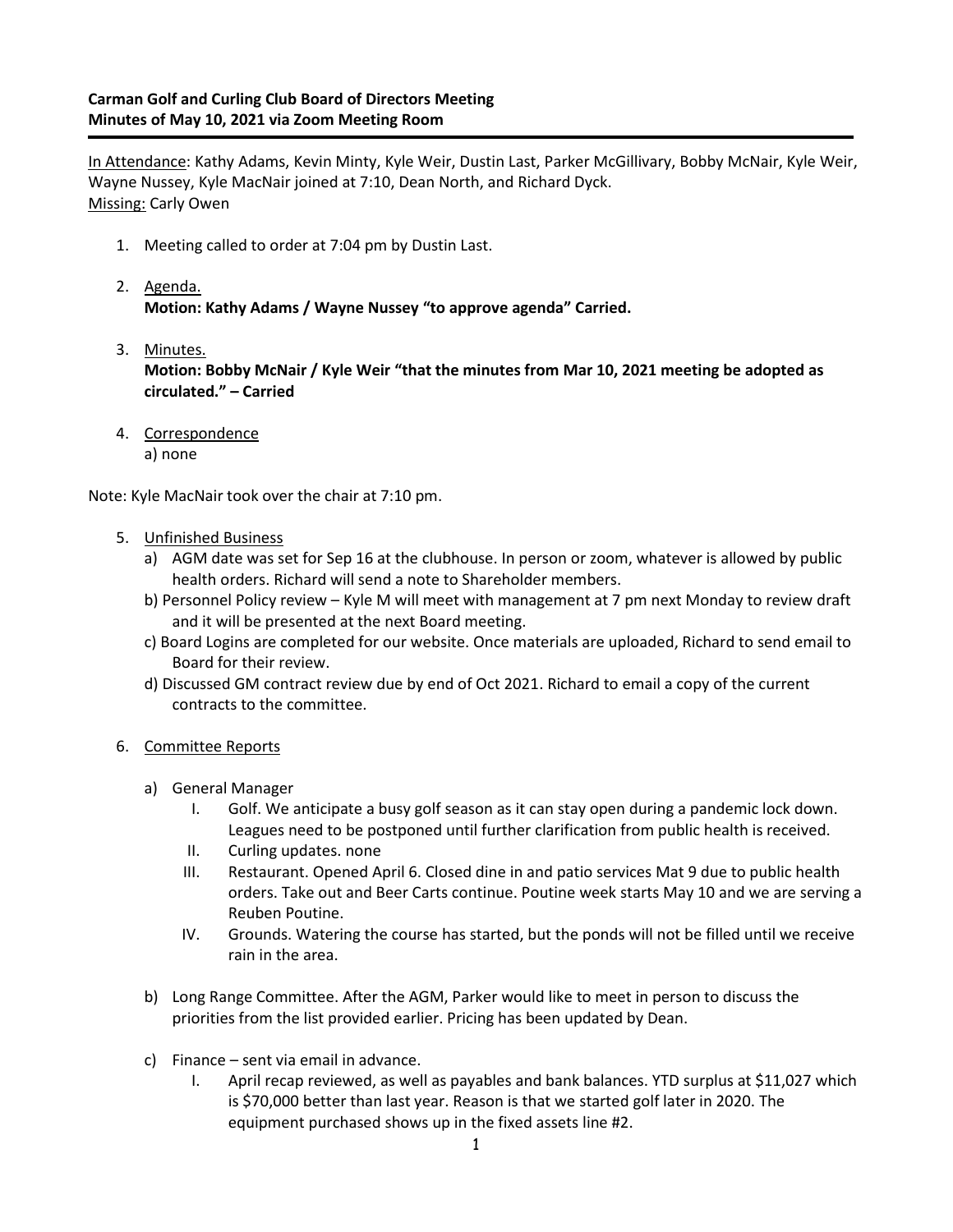**Carman Golf and Curling Club Board of Directors Meeting**
**Minutes of May 10, 2021 via Zoom Meeting Room**

In Attendance: Kathy Adams, Kevin Minty, Kyle Weir, Dustin Last, Parker McGillivary, Bobby McNair, Kyle Weir, Wayne Nussey, Kyle MacNair joined at 7:10, Dean North, and Richard Dyck.
Missing: Carly Owen

1. Meeting called to order at 7:04 pm by Dustin Last.

2. Agenda.
   **Motion: Kathy Adams / Wayne Nussey "to approve agenda" Carried.**

3. Minutes.
   **Motion: Bobby McNair / Kyle Weir "that the minutes from Mar 10, 2021 meeting be adopted as circulated." – Carried**

4. Correspondence
   a) none

Note: Kyle MacNair took over the chair at 7:10 pm.

5. Unfinished Business
   a) AGM date was set for Sep 16 at the clubhouse. In person or zoom, whatever is allowed by public health orders. Richard will send a note to Shareholder members.
   b) Personnel Policy review – Kyle M will meet with management at 7 pm next Monday to review draft and it will be presented at the next Board meeting.
   c) Board Logins are completed for our website. Once materials are uploaded, Richard to send email to Board for their review.
   d) Discussed GM contract review due by end of Oct 2021. Richard to email a copy of the current contracts to the committee.

6. Committee Reports

   a) General Manager
      I. Golf. We anticipate a busy golf season as it can stay open during a pandemic lock down. Leagues need to be postponed until further clarification from public health is received.
      II. Curling updates. none
      III. Restaurant. Opened April 6. Closed dine in and patio services Mat 9 due to public health orders. Take out and Beer Carts continue. Poutine week starts May 10 and we are serving a Reuben Poutine.
      IV. Grounds. Watering the course has started, but the ponds will not be filled until we receive rain in the area.

   b) Long Range Committee. After the AGM, Parker would like to meet in person to discuss the priorities from the list provided earlier. Pricing has been updated by Dean.

   c) Finance – sent via email in advance.
      I. April recap reviewed, as well as payables and bank balances. YTD surplus at $11,027 which is $70,000 better than last year. Reason is that we started golf later in 2020. The equipment purchased shows up in the fixed assets line #2.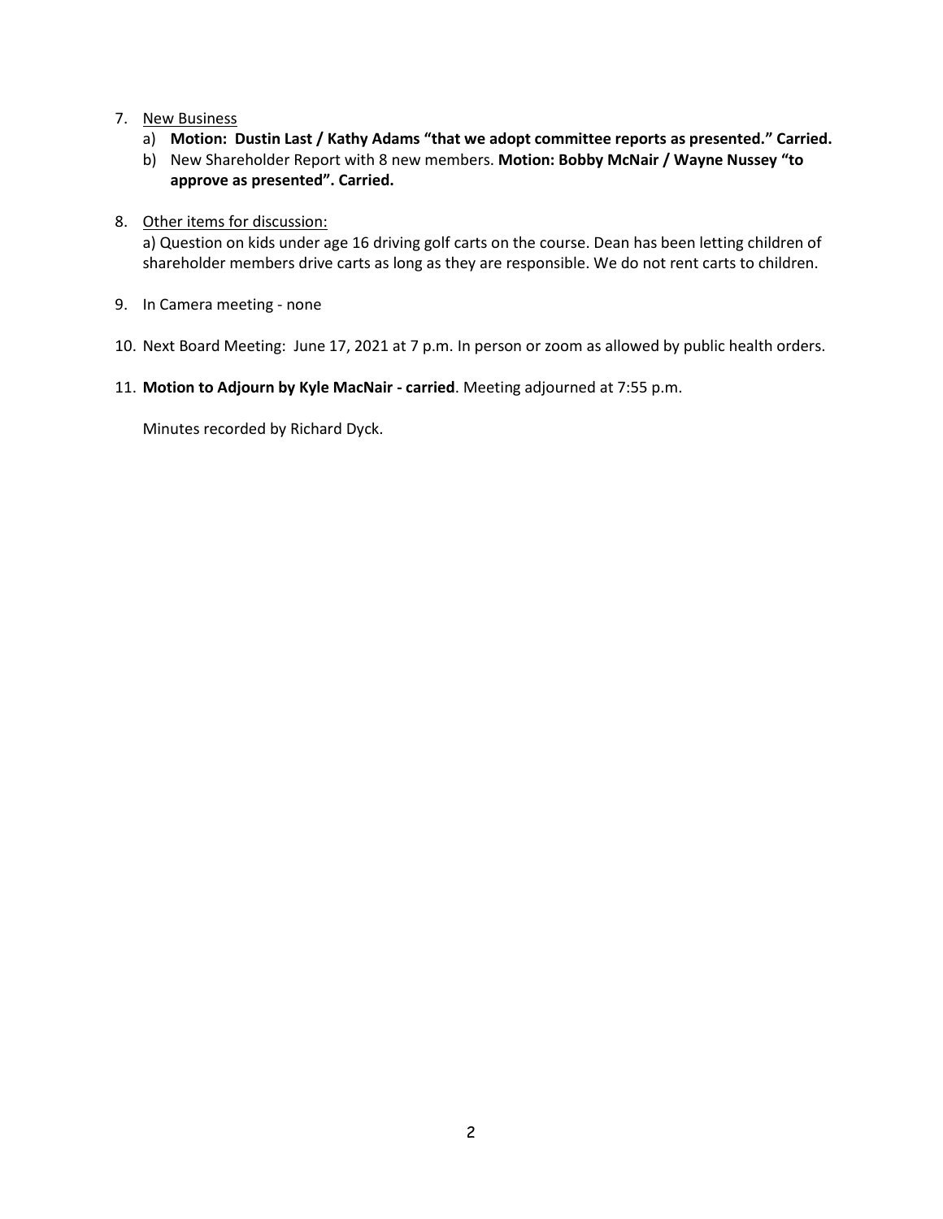7. New Business
   a) **Motion: Dustin Last / Kathy Adams "that we adopt committee reports as presented." Carried.**
   b) New Shareholder Report with 8 new members. **Motion: Bobby McNair / Wayne Nussey "to approve as presented". Carried.**

8. Other items for discussion:

   a) Question on kids under age 16 driving golf carts on the course. Dean has been letting children of shareholder members drive carts as long as they are responsible. We do not rent carts to children.

9. In Camera meeting - none

10. Next Board Meeting: June 17, 2021 at 7 p.m. In person or zoom as allowed by public health orders.

11. **Motion to Adjourn by Kyle MacNair - carried**. Meeting adjourned at 7:55 p.m.

    Minutes recorded by Richard Dyck.